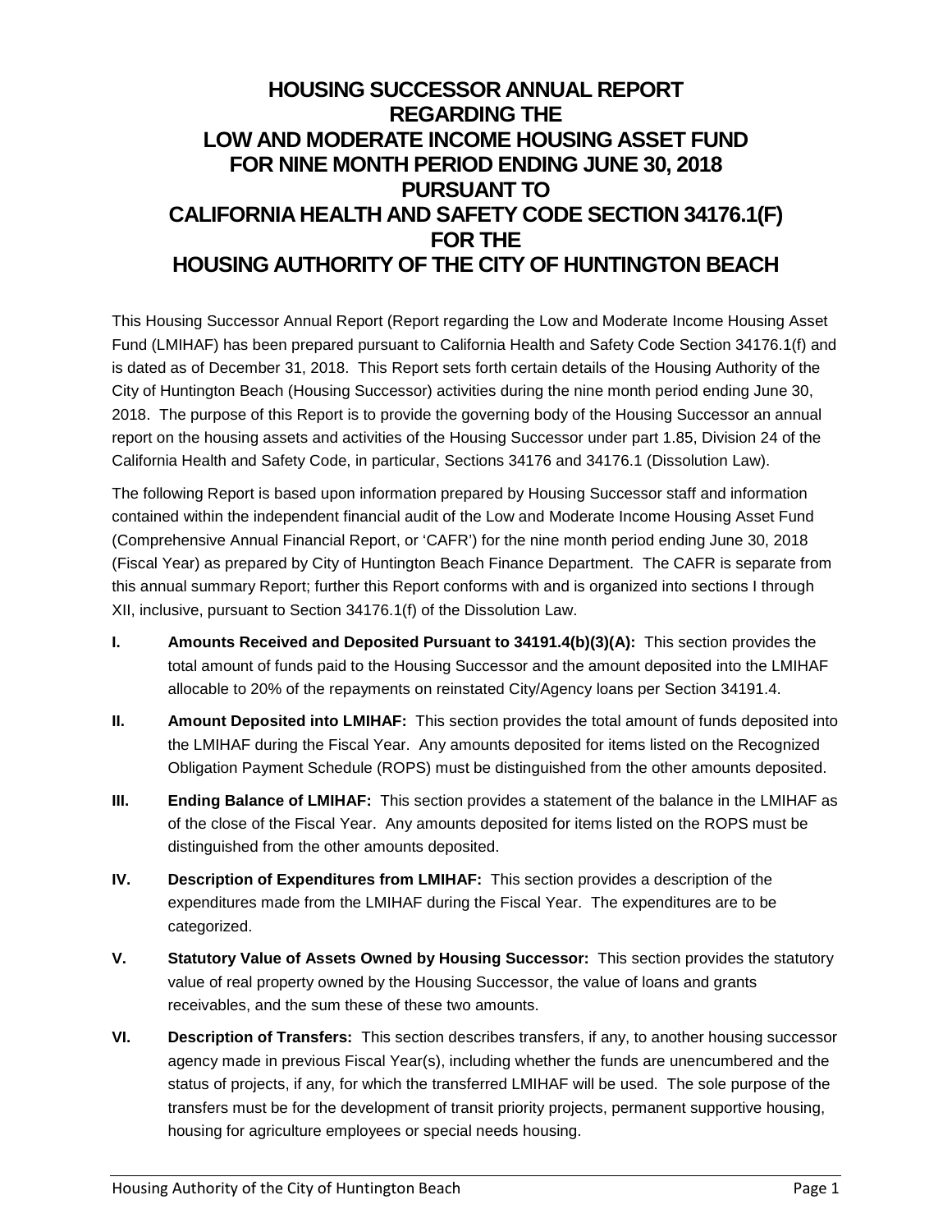# HOUSING SUCCESSOR ANNUAL REPORT REGARDING THE LOW AND MODERATE INCOME HOUSING ASSET FUND FOR NINE MONTH PERIOD ENDING JUNE 30, 2018 PURSUANT TO CALIFORNIA HEALTH AND SAFETY CODE SECTION 34176.1(F) FOR THE HOUSING AUTHORITY OF THE CITY OF HUNTINGTON BEACH

This Housing Successor Annual Report (Report regarding the Low and Moderate Income Housing Asset Fund (LMIHAF) has been prepared pursuant to California Health and Safety Code Section 34176.1(f) and is dated as of December 31, 2018. This Report sets forth certain details of the Housing Authority of the City of Huntington Beach (Housing Successor) activities during the nine month period ending June 30, 2018. The purpose of this Report is to provide the governing body of the Housing Successor an annual report on the housing assets and activities of the Housing Successor under part 1.85, Division 24 of the California Health and Safety Code, in particular, Sections 34176 and 34176.1 (Dissolution Law).

The following Report is based upon information prepared by Housing Successor staff and information contained within the independent financial audit of the Low and Moderate Income Housing Asset Fund (Comprehensive Annual Financial Report, or 'CAFR') for the nine month period ending June 30, 2018 (Fiscal Year) as prepared by City of Huntington Beach Finance Department. The CAFR is separate from this annual summary Report; further this Report conforms with and is organized into sections I through XII, inclusive, pursuant to Section 34176.1(f) of the Dissolution Law.

**I. Amounts Received and Deposited Pursuant to 34191.4(b)(3)(A):** This section provides the total amount of funds paid to the Housing Successor and the amount deposited into the LMIHAF allocable to 20% of the repayments on reinstated City/Agency loans per Section 34191.4.

**II. Amount Deposited into LMIHAF:** This section provides the total amount of funds deposited into the LMIHAF during the Fiscal Year. Any amounts deposited for items listed on the Recognized Obligation Payment Schedule (ROPS) must be distinguished from the other amounts deposited.

**III. Ending Balance of LMIHAF:** This section provides a statement of the balance in the LMIHAF as of the close of the Fiscal Year. Any amounts deposited for items listed on the ROPS must be distinguished from the other amounts deposited.

**IV. Description of Expenditures from LMIHAF:** This section provides a description of the expenditures made from the LMIHAF during the Fiscal Year. The expenditures are to be categorized.

**V. Statutory Value of Assets Owned by Housing Successor:** This section provides the statutory value of real property owned by the Housing Successor, the value of loans and grants receivables, and the sum these of these two amounts.

**VI. Description of Transfers:** This section describes transfers, if any, to another housing successor agency made in previous Fiscal Year(s), including whether the funds are unencumbered and the status of projects, if any, for which the transferred LMIHAF will be used. The sole purpose of the transfers must be for the development of transit priority projects, permanent supportive housing, housing for agriculture employees or special needs housing.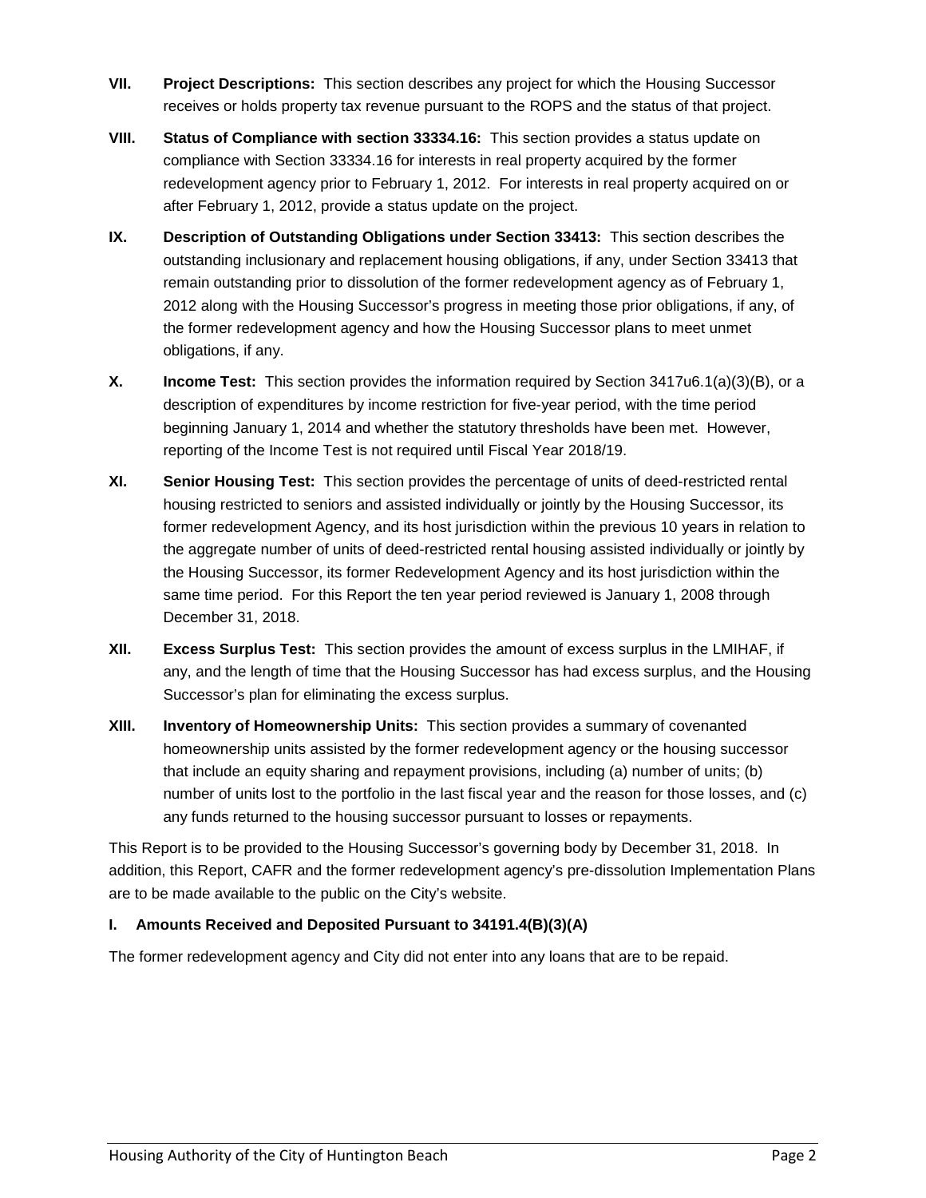**VII. Project Descriptions:** This section describes any project for which the Housing Successor receives or holds property tax revenue pursuant to the ROPS and the status of that project.

**VIII. Status of Compliance with section 33334.16:** This section provides a status update on compliance with Section 33334.16 for interests in real property acquired by the former redevelopment agency prior to February 1, 2012. For interests in real property acquired on or after February 1, 2012, provide a status update on the project.

**IX. Description of Outstanding Obligations under Section 33413:** This section describes the outstanding inclusionary and replacement housing obligations, if any, under Section 33413 that remain outstanding prior to dissolution of the former redevelopment agency as of February 1, 2012 along with the Housing Successor's progress in meeting those prior obligations, if any, of the former redevelopment agency and how the Housing Successor plans to meet unmet obligations, if any.

**X. Income Test:** This section provides the information required by Section 3417u6.1(a)(3)(B), or a description of expenditures by income restriction for five-year period, with the time period beginning January 1, 2014 and whether the statutory thresholds have been met. However, reporting of the Income Test is not required until Fiscal Year 2018/19.

**XI. Senior Housing Test:** This section provides the percentage of units of deed-restricted rental housing restricted to seniors and assisted individually or jointly by the Housing Successor, its former redevelopment Agency, and its host jurisdiction within the previous 10 years in relation to the aggregate number of units of deed-restricted rental housing assisted individually or jointly by the Housing Successor, its former Redevelopment Agency and its host jurisdiction within the same time period. For this Report the ten year period reviewed is January 1, 2008 through December 31, 2018.

**XII. Excess Surplus Test:** This section provides the amount of excess surplus in the LMIHAF, if any, and the length of time that the Housing Successor has had excess surplus, and the Housing Successor's plan for eliminating the excess surplus.

**XIII. Inventory of Homeownership Units:** This section provides a summary of covenanted homeownership units assisted by the former redevelopment agency or the housing successor that include an equity sharing and repayment provisions, including (a) number of units; (b) number of units lost to the portfolio in the last fiscal year and the reason for those losses, and (c) any funds returned to the housing successor pursuant to losses or repayments.

This Report is to be provided to the Housing Successor's governing body by December 31, 2018. In addition, this Report, CAFR and the former redevelopment agency's pre-dissolution Implementation Plans are to be made available to the public on the City's website.

### I. Amounts Received and Deposited Pursuant to 34191.4(B)(3)(A)

The former redevelopment agency and City did not enter into any loans that are to be repaid.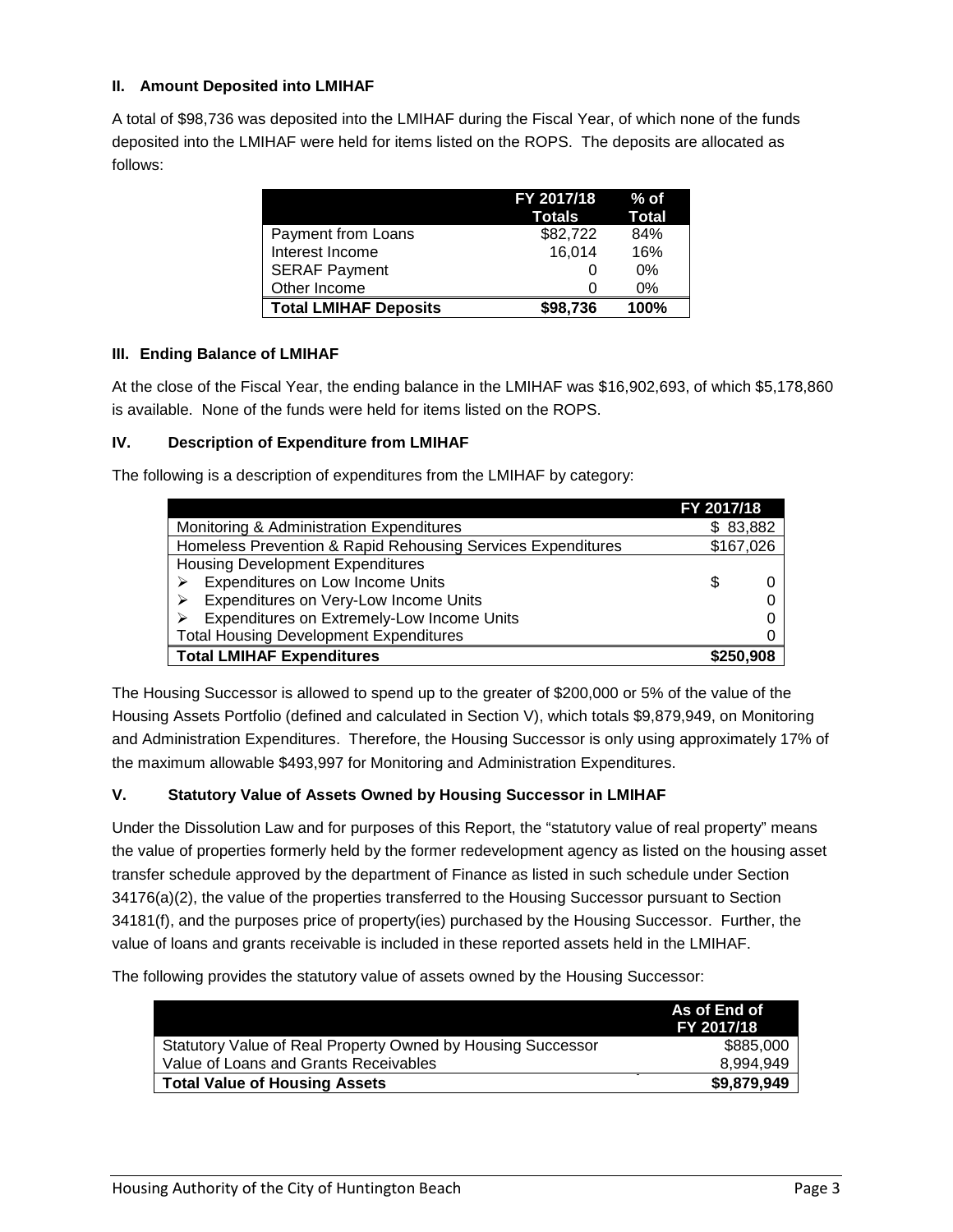### II. Amount Deposited into LMIHAF

A total of $98,736 was deposited into the LMIHAF during the Fiscal Year, of which none of the funds deposited into the LMIHAF were held for items listed on the ROPS. The deposits are allocated as follows:

| | FY 2017/18 Totals | % of Total |
|---|---|---|
| Payment from Loans | $82,722 | 84% |
| Interest Income | 16,014 | 16% |
| SERAF Payment | 0 | 0% |
| Other Income | 0 | 0% |
| **Total LMIHAF Deposits** | **$98,736** | **100%** |

### III. Ending Balance of LMIHAF

At the close of the Fiscal Year, the ending balance in the LMIHAF was $16,902,693, of which $5,178,860 is available. None of the funds were held for items listed on the ROPS.

### IV. Description of Expenditure from LMIHAF

The following is a description of expenditures from the LMIHAF by category:

| | FY 2017/18 |
|---|---|
| Monitoring & Administration Expenditures | $ 83,882 |
| Homeless Prevention & Rapid Rehousing Services Expenditures | $167,026 |
| Housing Development Expenditures | |
| ➢ Expenditures on Low Income Units | $ 0 |
| ➢ Expenditures on Very-Low Income Units | 0 |
| ➢ Expenditures on Extremely-Low Income Units | 0 |
| Total Housing Development Expenditures | 0 |
| **Total LMIHAF Expenditures** | **$250,908** |

The Housing Successor is allowed to spend up to the greater of $200,000 or 5% of the value of the Housing Assets Portfolio (defined and calculated in Section V), which totals $9,879,949, on Monitoring and Administration Expenditures. Therefore, the Housing Successor is only using approximately 17% of the maximum allowable $493,997 for Monitoring and Administration Expenditures.

### V. Statutory Value of Assets Owned by Housing Successor in LMIHAF

Under the Dissolution Law and for purposes of this Report, the "statutory value of real property" means the value of properties formerly held by the former redevelopment agency as listed on the housing asset transfer schedule approved by the department of Finance as listed in such schedule under Section 34176(a)(2), the value of the properties transferred to the Housing Successor pursuant to Section 34181(f), and the purposes price of property(ies) purchased by the Housing Successor. Further, the value of loans and grants receivable is included in these reported assets held in the LMIHAF.

The following provides the statutory value of assets owned by the Housing Successor:

| | As of End of FY 2017/18 |
|---|---|
| Statutory Value of Real Property Owned by Housing Successor | $885,000 |
| Value of Loans and Grants Receivables | 8,994,949 |
| **Total Value of Housing Assets** | **$9,879,949** |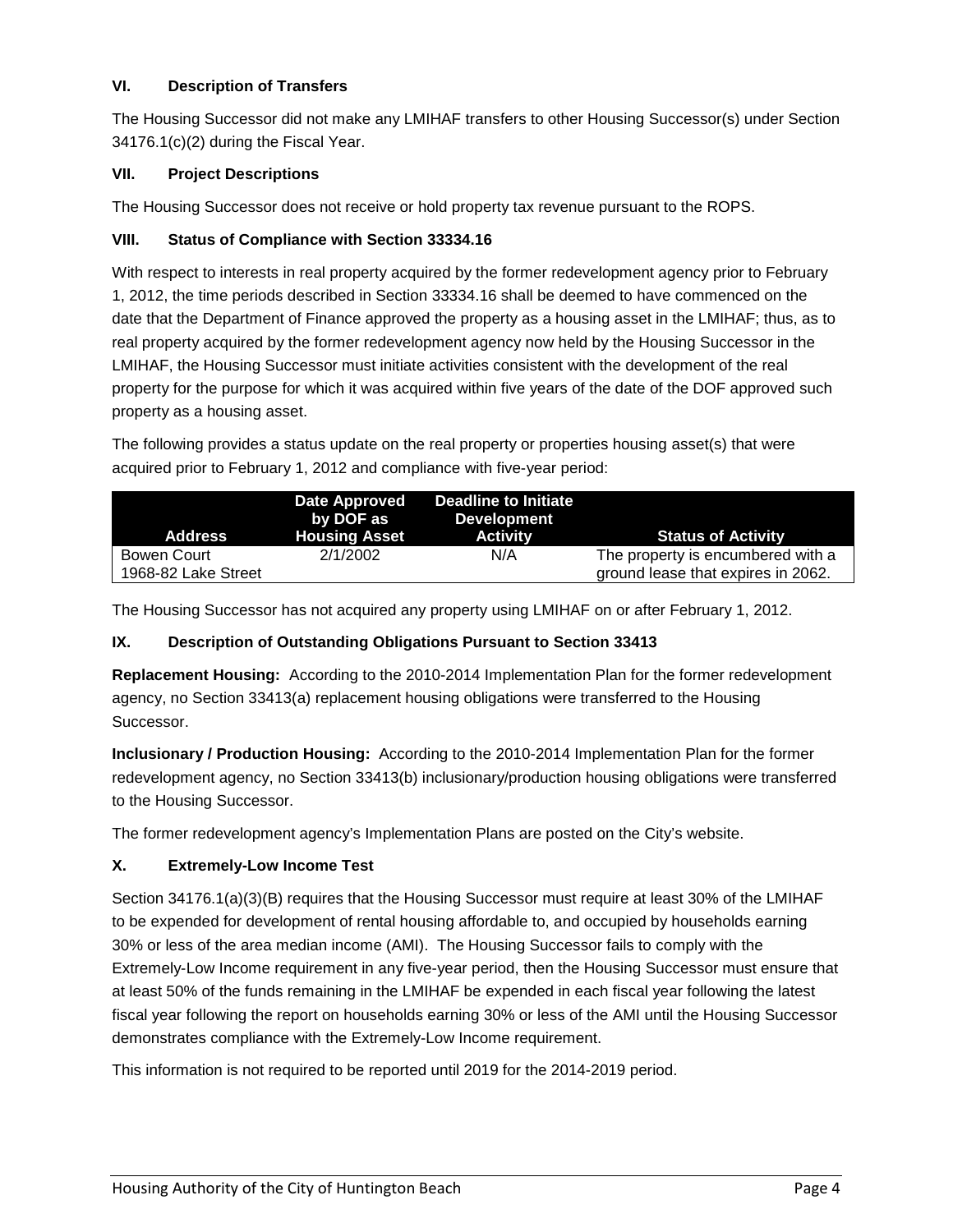### VI. Description of Transfers

The Housing Successor did not make any LMIHAF transfers to other Housing Successor(s) under Section 34176.1(c)(2) during the Fiscal Year.

### VII. Project Descriptions

The Housing Successor does not receive or hold property tax revenue pursuant to the ROPS.

### VIII. Status of Compliance with Section 33334.16

With respect to interests in real property acquired by the former redevelopment agency prior to February 1, 2012, the time periods described in Section 33334.16 shall be deemed to have commenced on the date that the Department of Finance approved the property as a housing asset in the LMIHAF; thus, as to real property acquired by the former redevelopment agency now held by the Housing Successor in the LMIHAF, the Housing Successor must initiate activities consistent with the development of the real property for the purpose for which it was acquired within five years of the date of the DOF approved such property as a housing asset.

The following provides a status update on the real property or properties housing asset(s) that were acquired prior to February 1, 2012 and compliance with five-year period:

| Address | Date Approved by DOF as Housing Asset | Deadline to Initiate Development Activity | Status of Activity |
|---|---|---|---|
| Bowen Court 1968-82 Lake Street | 2/1/2002 | N/A | The property is encumbered with a ground lease that expires in 2062. |

The Housing Successor has not acquired any property using LMIHAF on or after February 1, 2012.

### IX. Description of Outstanding Obligations Pursuant to Section 33413

**Replacement Housing:** According to the 2010-2014 Implementation Plan for the former redevelopment agency, no Section 33413(a) replacement housing obligations were transferred to the Housing Successor.

**Inclusionary / Production Housing:** According to the 2010-2014 Implementation Plan for the former redevelopment agency, no Section 33413(b) inclusionary/production housing obligations were transferred to the Housing Successor.

The former redevelopment agency's Implementation Plans are posted on the City's website.

### X. Extremely-Low Income Test

Section 34176.1(a)(3)(B) requires that the Housing Successor must require at least 30% of the LMIHAF to be expended for development of rental housing affordable to, and occupied by households earning 30% or less of the area median income (AMI). The Housing Successor fails to comply with the Extremely-Low Income requirement in any five-year period, then the Housing Successor must ensure that at least 50% of the funds remaining in the LMIHAF be expended in each fiscal year following the latest fiscal year following the report on households earning 30% or less of the AMI until the Housing Successor demonstrates compliance with the Extremely-Low Income requirement.

This information is not required to be reported until 2019 for the 2014-2019 period.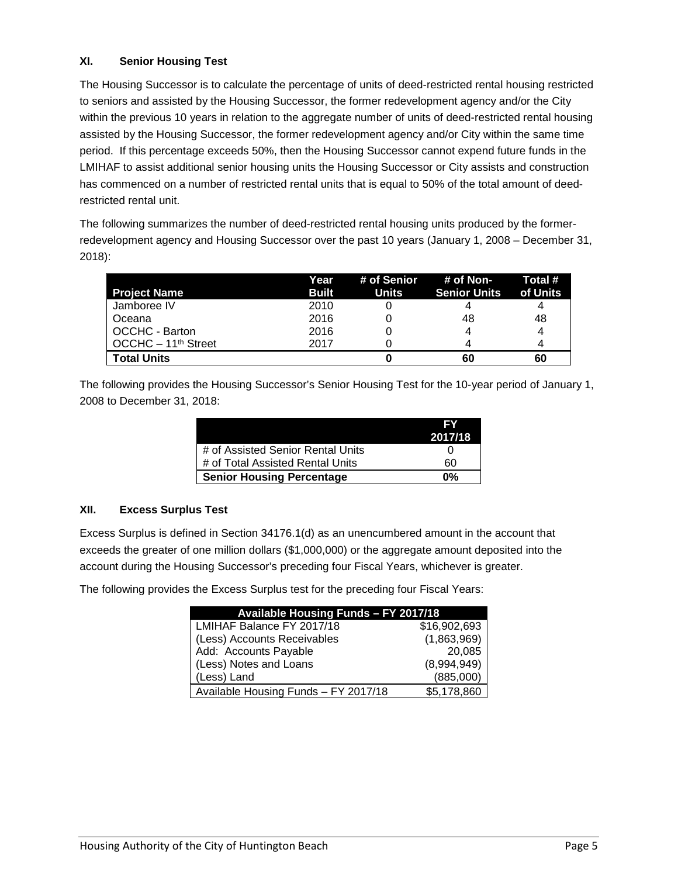## XI. Senior Housing Test

The Housing Successor is to calculate the percentage of units of deed-restricted rental housing restricted to seniors and assisted by the Housing Successor, the former redevelopment agency and/or the City within the previous 10 years in relation to the aggregate number of units of deed-restricted rental housing assisted by the Housing Successor, the former redevelopment agency and/or City within the same time period. If this percentage exceeds 50%, then the Housing Successor cannot expend future funds in the LMIHAF to assist additional senior housing units the Housing Successor or City assists and construction has commenced on a number of restricted rental units that is equal to 50% of the total amount of deed-restricted rental unit.

The following summarizes the number of deed-restricted rental housing units produced by the former-redevelopment agency and Housing Successor over the past 10 years (January 1, 2008 – December 31, 2018):

| Project Name | Year Built | # of Senior Units | # of Non-Senior Units | Total # of Units |
|---|---|---|---|---|
| Jamboree IV | 2010 | 0 | 4 | 4 |
| Oceana | 2016 | 0 | 48 | 48 |
| OCCHC - Barton | 2016 | 0 | 4 | 4 |
| OCCHC – 11th Street | 2017 | 0 | 4 | 4 |
| **Total Units** | | **0** | **60** | **60** |

The following provides the Housing Successor's Senior Housing Test for the 10-year period of January 1, 2008 to December 31, 2018:

| | FY 2017/18 |
|---|---|
| # of Assisted Senior Rental Units | 0 |
| # of Total Assisted Rental Units | 60 |
| **Senior Housing Percentage** | **0%** |

## XII. Excess Surplus Test

Excess Surplus is defined in Section 34176.1(d) as an unencumbered amount in the account that exceeds the greater of one million dollars ($1,000,000) or the aggregate amount deposited into the account during the Housing Successor's preceding four Fiscal Years, whichever is greater.

The following provides the Excess Surplus test for the preceding four Fiscal Years:

| Available Housing Funds – FY 2017/18 | |
|---|---|
| LMIHAF Balance FY 2017/18 | $16,902,693 |
| (Less) Accounts Receivables | (1,863,969) |
| Add: Accounts Payable | 20,085 |
| (Less) Notes and Loans | (8,994,949) |
| (Less) Land | (885,000) |
| Available Housing Funds – FY 2017/18 | $5,178,860 |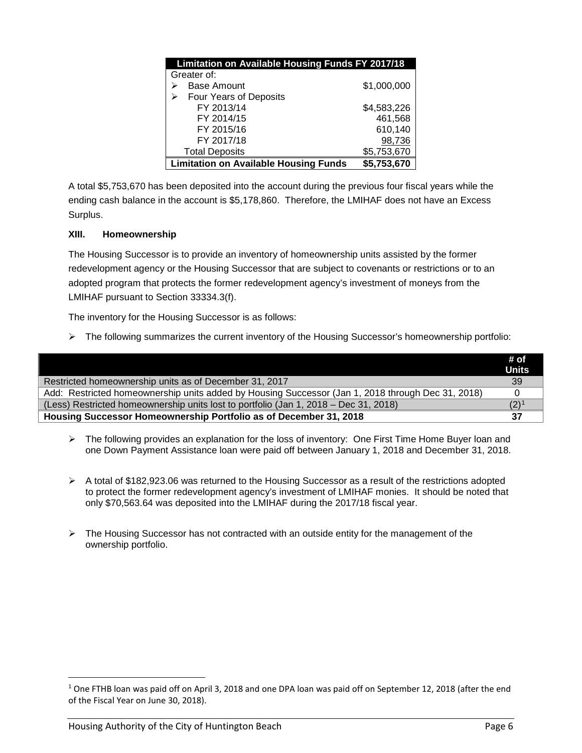| Limitation on Available Housing Funds FY 2017/18 | |
|---|---|
| Greater of: | |
| ➢ Base Amount | $1,000,000 |
| ➢ Four Years of Deposits | |
| FY 2013/14 | $4,583,226 |
| FY 2014/15 | 461,568 |
| FY 2015/16 | 610,140 |
| FY 2017/18 | 98,736 |
| Total Deposits | $5,753,670 |
| **Limitation on Available Housing Funds** | **$5,753,670** |

A total $5,753,670 has been deposited into the account during the previous four fiscal years while the ending cash balance in the account is $5,178,860. Therefore, the LMIHAF does not have an Excess Surplus.

### XIII. Homeownership

The Housing Successor is to provide an inventory of homeownership units assisted by the former redevelopment agency or the Housing Successor that are subject to covenants or restrictions or to an adopted program that protects the former redevelopment agency's investment of moneys from the LMIHAF pursuant to Section 33334.3(f).

The inventory for the Housing Successor is as follows:

- The following summarizes the current inventory of the Housing Successor's homeownership portfolio:

| | # of Units |
|---|---|
| Restricted homeownership units as of December 31, 2017 | 39 |
| Add: Restricted homeownership units added by Housing Successor (Jan 1, 2018 through Dec 31, 2018) | 0 |
| (Less) Restricted homeownership units lost to portfolio (Jan 1, 2018 – Dec 31, 2018) | (2)[1] |
| **Housing Successor Homeownership Portfolio as of December 31, 2018** | **37** |

- The following provides an explanation for the loss of inventory: One First Time Home Buyer loan and one Down Payment Assistance loan were paid off between January 1, 2018 and December 31, 2018.

- A total of $182,923.06 was returned to the Housing Successor as a result of the restrictions adopted to protect the former redevelopment agency's investment of LMIHAF monies. It should be noted that only $70,563.64 was deposited into the LMIHAF during the 2017/18 fiscal year.

- The Housing Successor has not contracted with an outside entity for the management of the ownership portfolio.

[1] One FTHB loan was paid off on April 3, 2018 and one DPA loan was paid off on September 12, 2018 (after the end of the Fiscal Year on June 30, 2018).